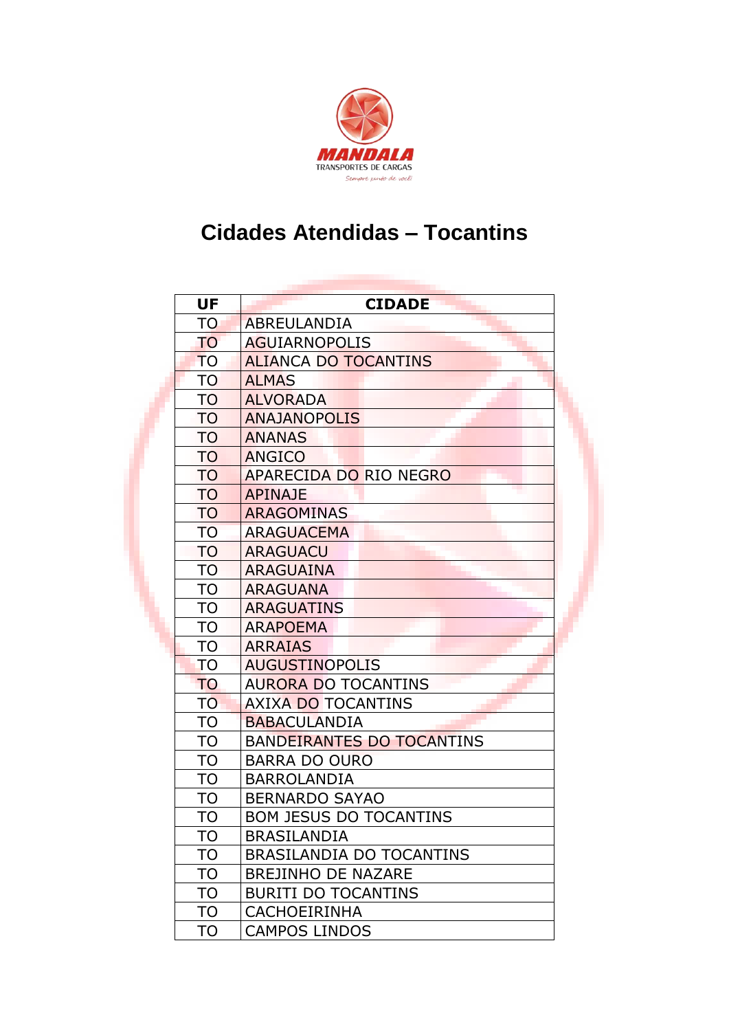MANDALA
TRANSPORTES DE CARGAS
Sempre junto de você!

# Cidades Atendidas – Tocantins

| UF | CIDADE |
|---|---|
| TO | ABREULANDIA |
| TO | AGUIARNOPOLIS |
| TO | ALIANCA DO TOCANTINS |
| TO | ALMAS |
| TO | ALVORADA |
| TO | ANAJANOPOLIS |
| TO | ANANAS |
| TO | ANGICO |
| TO | APARECIDA DO RIO NEGRO |
| TO | APINAJE |
| TO | ARAGOMINAS |
| TO | ARAGUACEMA |
| TO | ARAGUACU |
| TO | ARAGUAINA |
| TO | ARAGUANA |
| TO | ARAGUATINS |
| TO | ARAPOEMA |
| TO | ARRAIAS |
| TO | AUGUSTINOPOLIS |
| TO | AURORA DO TOCANTINS |
| TO | AXIXA DO TOCANTINS |
| TO | BABACULANDIA |
| TO | BANDEIRANTES DO TOCANTINS |
| TO | BARRA DO OURO |
| TO | BARROLANDIA |
| TO | BERNARDO SAYAO |
| TO | BOM JESUS DO TOCANTINS |
| TO | BRASILANDIA |
| TO | BRASILANDIA DO TOCANTINS |
| TO | BREJINHO DE NAZARE |
| TO | BURITI DO TOCANTINS |
| TO | CACHOEIRINHA |
| TO | CAMPOS LINDOS |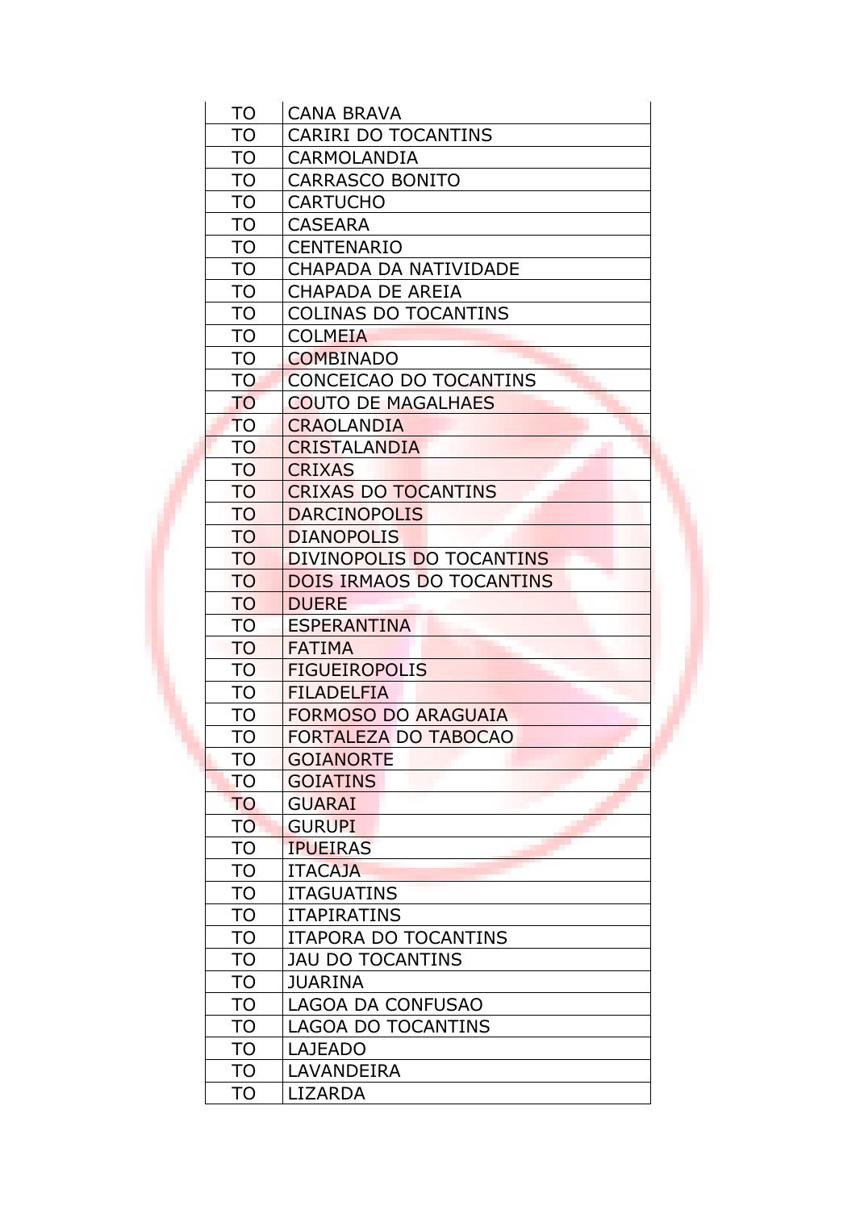| TO | CANA BRAVA |
|---|---|
| TO | CARIRI DO TOCANTINS |
| TO | CARMOLANDIA |
| TO | CARRASCO BONITO |
| TO | CARTUCHO |
| TO | CASEARA |
| TO | CENTENARIO |
| TO | CHAPADA DA NATIVIDADE |
| TO | CHAPADA DE AREIA |
| TO | COLINAS DO TOCANTINS |
| TO | COLMEIA |
| TO | COMBINADO |
| TO | CONCEICAO DO TOCANTINS |
| TO | COUTO DE MAGALHAES |
| TO | CRAOLANDIA |
| TO | CRISTALANDIA |
| TO | CRIXAS |
| TO | CRIXAS DO TOCANTINS |
| TO | DARCINOPOLIS |
| TO | DIANOPOLIS |
| TO | DIVINOPOLIS DO TOCANTINS |
| TO | DOIS IRMAOS DO TOCANTINS |
| TO | DUERE |
| TO | ESPERANTINA |
| TO | FATIMA |
| TO | FIGUEIROPOLIS |
| TO | FILADELFIA |
| TO | FORMOSO DO ARAGUAIA |
| TO | FORTALEZA DO TABOCAO |
| TO | GOIANORTE |
| TO | GOIATINS |
| TO | GUARAI |
| TO | GURUPI |
| TO | IPUEIRAS |
| TO | ITACAJA |
| TO | ITAGUATINS |
| TO | ITAPIRATINS |
| TO | ITAPORA DO TOCANTINS |
| TO | JAU DO TOCANTINS |
| TO | JUARINA |
| TO | LAGOA DA CONFUSAO |
| TO | LAGOA DO TOCANTINS |
| TO | LAJEADO |
| TO | LAVANDEIRA |
| TO | LIZARDA |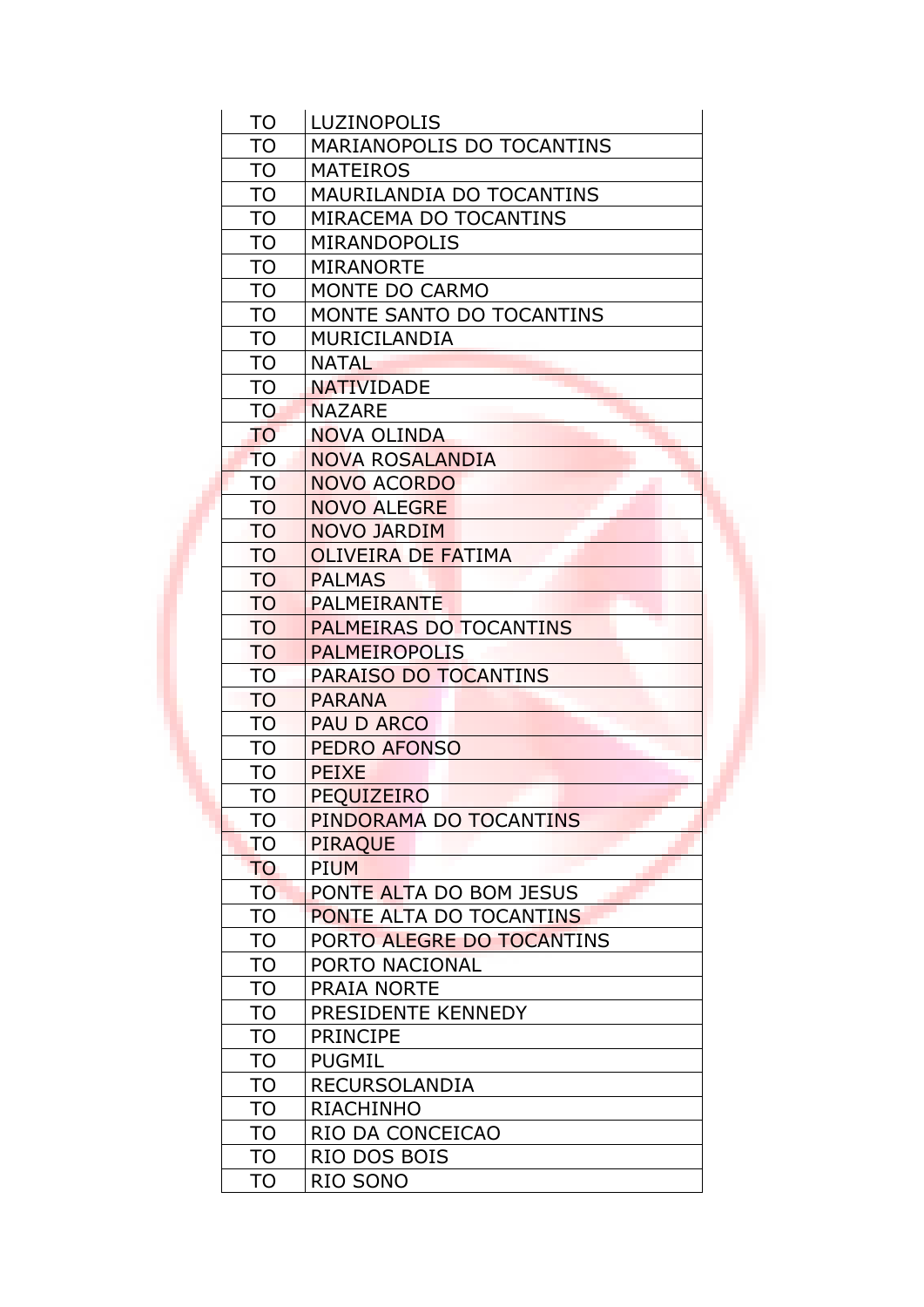| TO | LUZINOPOLIS |
| --- | --- |
| TO | MARIANOPOLIS DO TOCANTINS |
| TO | MATEIROS |
| TO | MAURILANDIA DO TOCANTINS |
| TO | MIRACEMA DO TOCANTINS |
| TO | MIRANDOPOLIS |
| TO | MIRANORTE |
| TO | MONTE DO CARMO |
| TO | MONTE SANTO DO TOCANTINS |
| TO | MURICILANDIA |
| TO | NATAL |
| TO | NATIVIDADE |
| TO | NAZARE |
| TO | NOVA OLINDA |
| TO | NOVA ROSALANDIA |
| TO | NOVO ACORDO |
| TO | NOVO ALEGRE |
| TO | NOVO JARDIM |
| TO | OLIVEIRA DE FATIMA |
| TO | PALMAS |
| TO | PALMEIRANTE |
| TO | PALMEIRAS DO TOCANTINS |
| TO | PALMEIROPOLIS |
| TO | PARAISO DO TOCANTINS |
| TO | PARANA |
| TO | PAU D ARCO |
| TO | PEDRO AFONSO |
| TO | PEIXE |
| TO | PEQUIZEIRO |
| TO | PINDORAMA DO TOCANTINS |
| TO | PIRAQUE |
| TO | PIUM |
| TO | PONTE ALTA DO BOM JESUS |
| TO | PONTE ALTA DO TOCANTINS |
| TO | PORTO ALEGRE DO TOCANTINS |
| TO | PORTO NACIONAL |
| TO | PRAIA NORTE |
| TO | PRESIDENTE KENNEDY |
| TO | PRINCIPE |
| TO | PUGMIL |
| TO | RECURSOLANDIA |
| TO | RIACHINHO |
| TO | RIO DA CONCEICAO |
| TO | RIO DOS BOIS |
| TO | RIO SONO |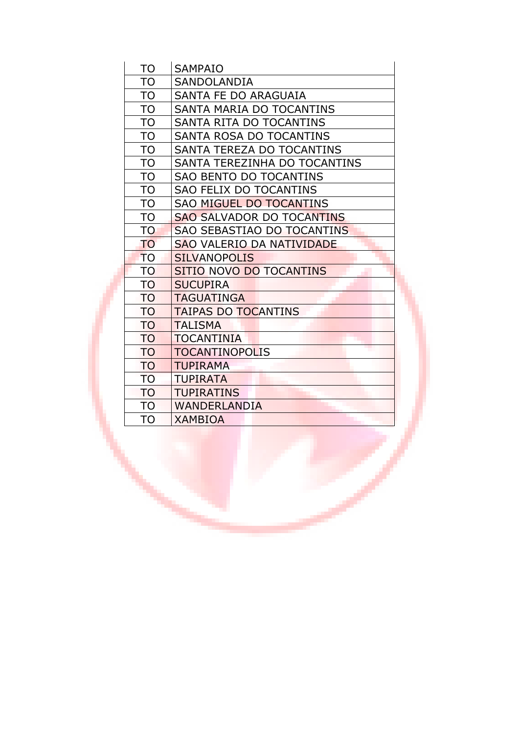| | |
|---|---|
| TO | SAMPAIO |
| TO | SANDOLANDIA |
| TO | SANTA FE DO ARAGUAIA |
| TO | SANTA MARIA DO TOCANTINS |
| TO | SANTA RITA DO TOCANTINS |
| TO | SANTA ROSA DO TOCANTINS |
| TO | SANTA TEREZA DO TOCANTINS |
| TO | SANTA TEREZINHA DO TOCANTINS |
| TO | SAO BENTO DO TOCANTINS |
| TO | SAO FELIX DO TOCANTINS |
| TO | SAO MIGUEL DO TOCANTINS |
| TO | SAO SALVADOR DO TOCANTINS |
| TO | SAO SEBASTIAO DO TOCANTINS |
| TO | SAO VALERIO DA NATIVIDADE |
| TO | SILVANOPOLIS |
| TO | SITIO NOVO DO TOCANTINS |
| TO | SUCUPIRA |
| TO | TAGUATINGA |
| TO | TAIPAS DO TOCANTINS |
| TO | TALISMA |
| TO | TOCANTINIA |
| TO | TOCANTINOPOLIS |
| TO | TUPIRAMA |
| TO | TUPIRATA |
| TO | TUPIRATINS |
| TO | WANDERLANDIA |
| TO | XAMBIOA |